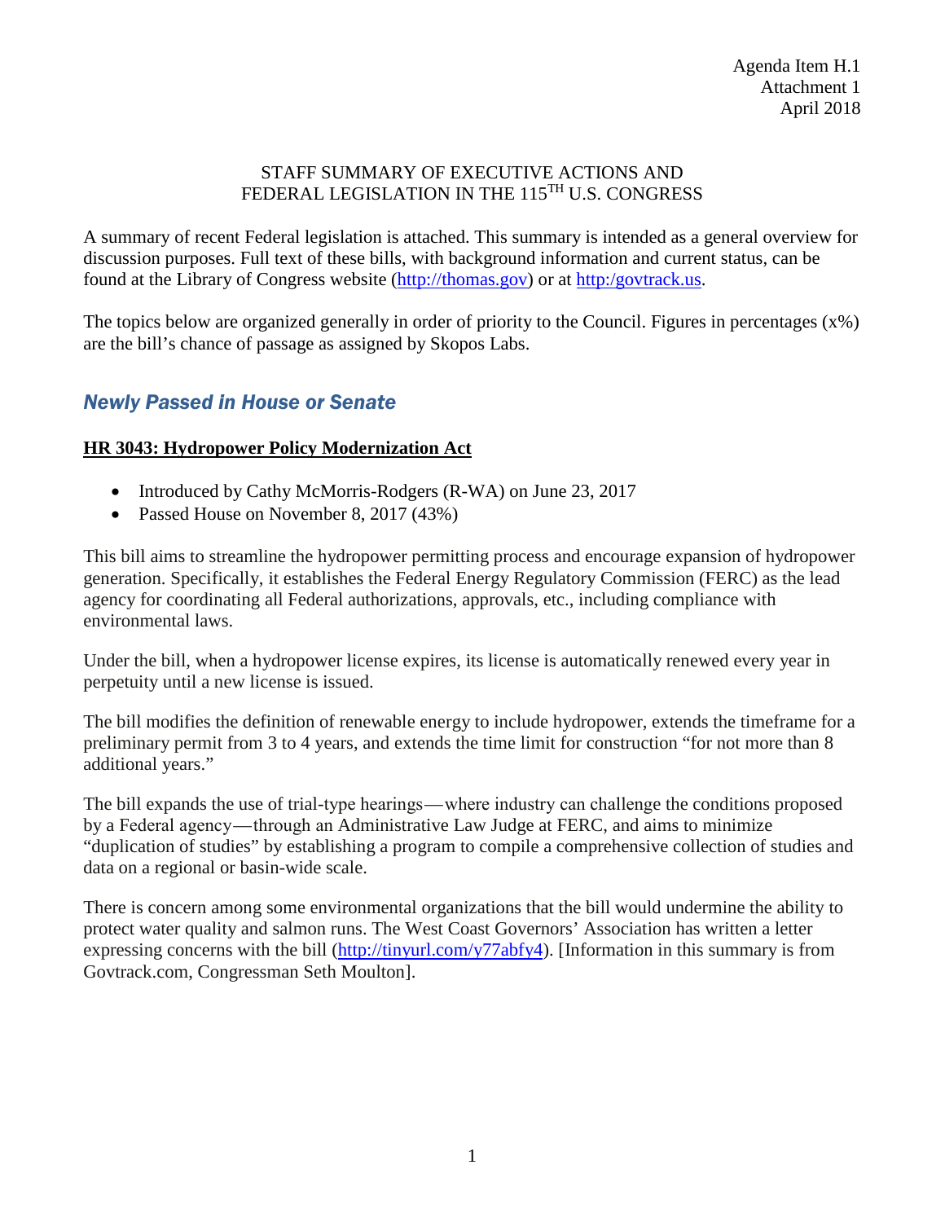Agenda Item H.1
Attachment 1
April 2018

STAFF SUMMARY OF EXECUTIVE ACTIONS AND
FEDERAL LEGISLATION IN THE 115TH U.S. CONGRESS

A summary of recent Federal legislation is attached. This summary is intended as a general overview for discussion purposes. Full text of these bills, with background information and current status, can be found at the Library of Congress website (http://thomas.gov) or at http:/govtrack.us.

The topics below are organized generally in order of priority to the Council. Figures in percentages (x%) are the bill's chance of passage as assigned by Skopos Labs.

## *Newly Passed in House or Senate*

### HR 3043: Hydropower Policy Modernization Act

- Introduced by Cathy McMorris-Rodgers (R-WA) on June 23, 2017
- Passed House on November 8, 2017 (43%)

This bill aims to streamline the hydropower permitting process and encourage expansion of hydropower generation. Specifically, it establishes the Federal Energy Regulatory Commission (FERC) as the lead agency for coordinating all Federal authorizations, approvals, etc., including compliance with environmental laws.

Under the bill, when a hydropower license expires, its license is automatically renewed every year in perpetuity until a new license is issued.

The bill modifies the definition of renewable energy to include hydropower, extends the timeframe for a preliminary permit from 3 to 4 years, and extends the time limit for construction "for not more than 8 additional years."

The bill expands the use of trial-type hearings—where industry can challenge the conditions proposed by a Federal agency—through an Administrative Law Judge at FERC, and aims to minimize "duplication of studies" by establishing a program to compile a comprehensive collection of studies and data on a regional or basin-wide scale.

There is concern among some environmental organizations that the bill would undermine the ability to protect water quality and salmon runs. The West Coast Governors' Association has written a letter expressing concerns with the bill (http://tinyurl.com/y77abfy4). [Information in this summary is from Govtrack.com, Congressman Seth Moulton].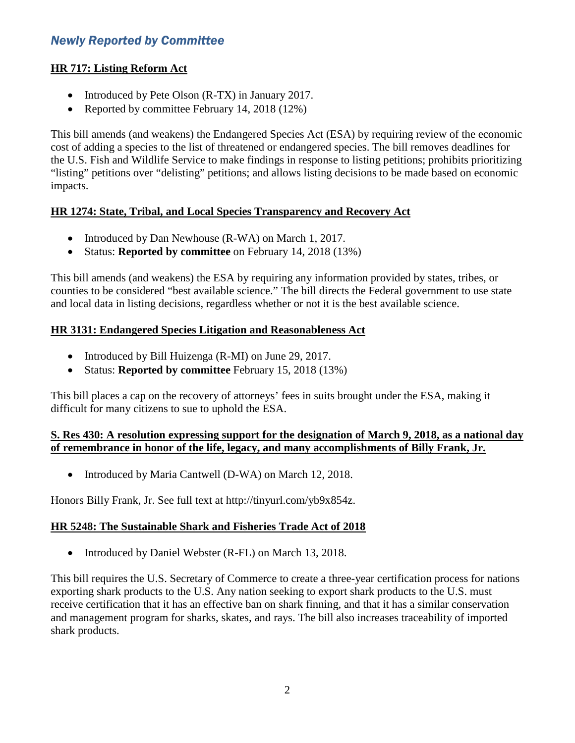## *Newly Reported by Committee*

### HR 717: Listing Reform Act

- Introduced by Pete Olson (R-TX) in January 2017.
- Reported by committee February 14, 2018 (12%)

This bill amends (and weakens) the Endangered Species Act (ESA) by requiring review of the economic cost of adding a species to the list of threatened or endangered species. The bill removes deadlines for the U.S. Fish and Wildlife Service to make findings in response to listing petitions; prohibits prioritizing "listing" petitions over "delisting" petitions; and allows listing decisions to be made based on economic impacts.

### HR 1274: State, Tribal, and Local Species Transparency and Recovery Act

- Introduced by Dan Newhouse (R-WA) on March 1, 2017.
- Status: **Reported by committee** on February 14, 2018 (13%)

This bill amends (and weakens) the ESA by requiring any information provided by states, tribes, or counties to be considered "best available science." The bill directs the Federal government to use state and local data in listing decisions, regardless whether or not it is the best available science.

### HR 3131: Endangered Species Litigation and Reasonableness Act

- Introduced by Bill Huizenga (R-MI) on June 29, 2017.
- Status: **Reported by committee** February 15, 2018 (13%)

This bill places a cap on the recovery of attorneys' fees in suits brought under the ESA, making it difficult for many citizens to sue to uphold the ESA.

### S. Res 430: A resolution expressing support for the designation of March 9, 2018, as a national day of remembrance in honor of the life, legacy, and many accomplishments of Billy Frank, Jr.

- Introduced by Maria Cantwell (D-WA) on March 12, 2018.

Honors Billy Frank, Jr. See full text at http://tinyurl.com/yb9x854z.

### HR 5248: The Sustainable Shark and Fisheries Trade Act of 2018

- Introduced by Daniel Webster (R-FL) on March 13, 2018.

This bill requires the U.S. Secretary of Commerce to create a three-year certification process for nations exporting shark products to the U.S. Any nation seeking to export shark products to the U.S. must receive certification that it has an effective ban on shark finning, and that it has a similar conservation and management program for sharks, skates, and rays. The bill also increases traceability of imported shark products.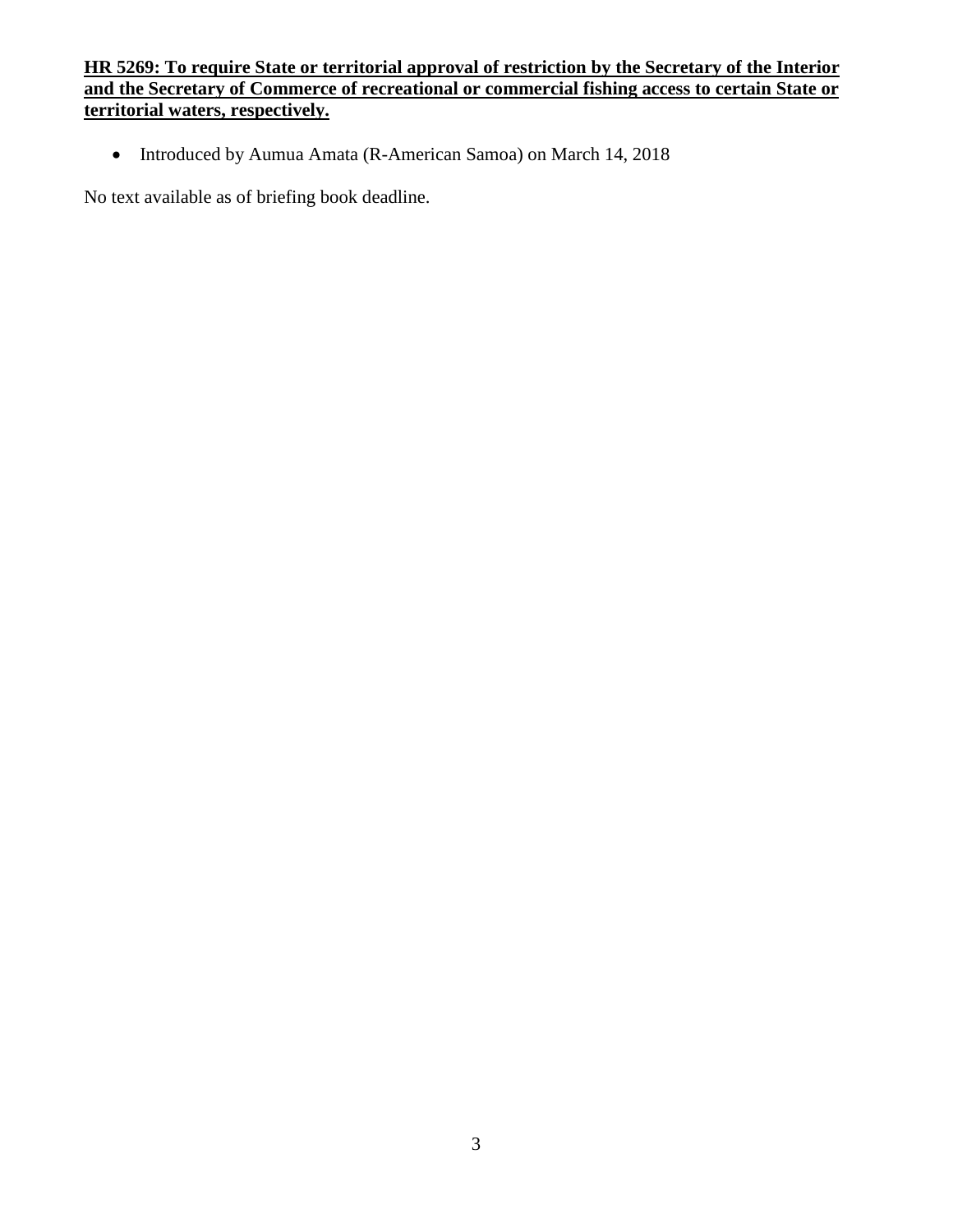**<u>HR 5269: To require State or territorial approval of restriction by the Secretary of the Interior and the Secretary of Commerce of recreational or commercial fishing access to certain State or territorial waters, respectively.</u>**

- Introduced by Aumua Amata (R-American Samoa) on March 14, 2018

No text available as of briefing book deadline.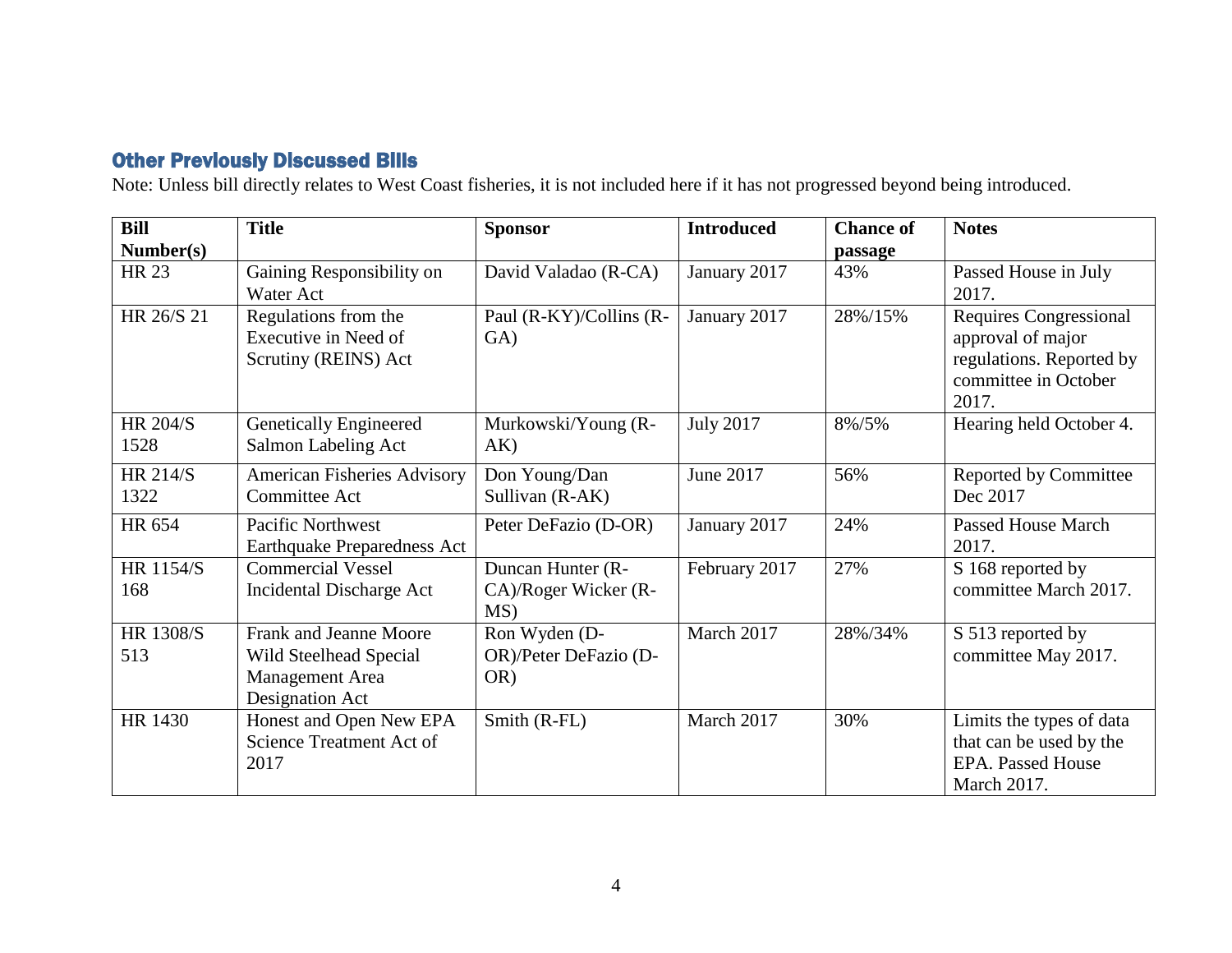## Other Previously Discussed Bills

Note: Unless bill directly relates to West Coast fisheries, it is not included here if it has not progressed beyond being introduced.

| Bill Number(s) | Title | Sponsor | Introduced | Chance of passage | Notes |
|---|---|---|---|---|---|
| HR 23 | Gaining Responsibility on Water Act | David Valadao (R-CA) | January 2017 | 43% | Passed House in July 2017. |
| HR 26/S 21 | Regulations from the Executive in Need of Scrutiny (REINS) Act | Paul (R-KY)/Collins (R-GA) | January 2017 | 28%/15% | Requires Congressional approval of major regulations. Reported by committee in October 2017. |
| HR 204/S 1528 | Genetically Engineered Salmon Labeling Act | Murkowski/Young (R-AK) | July 2017 | 8%/5% | Hearing held October 4. |
| HR 214/S 1322 | American Fisheries Advisory Committee Act | Don Young/Dan Sullivan (R-AK) | June 2017 | 56% | Reported by Committee Dec 2017 |
| HR 654 | Pacific Northwest Earthquake Preparedness Act | Peter DeFazio (D-OR) | January 2017 | 24% | Passed House March 2017. |
| HR 1154/S 168 | Commercial Vessel Incidental Discharge Act | Duncan Hunter (R-CA)/Roger Wicker (R-MS) | February 2017 | 27% | S 168 reported by committee March 2017. |
| HR 1308/S 513 | Frank and Jeanne Moore Wild Steelhead Special Management Area Designation Act | Ron Wyden (D-OR)/Peter DeFazio (D-OR) | March 2017 | 28%/34% | S 513 reported by committee May 2017. |
| HR 1430 | Honest and Open New EPA Science Treatment Act of 2017 | Smith (R-FL) | March 2017 | 30% | Limits the types of data that can be used by the EPA. Passed House March 2017. |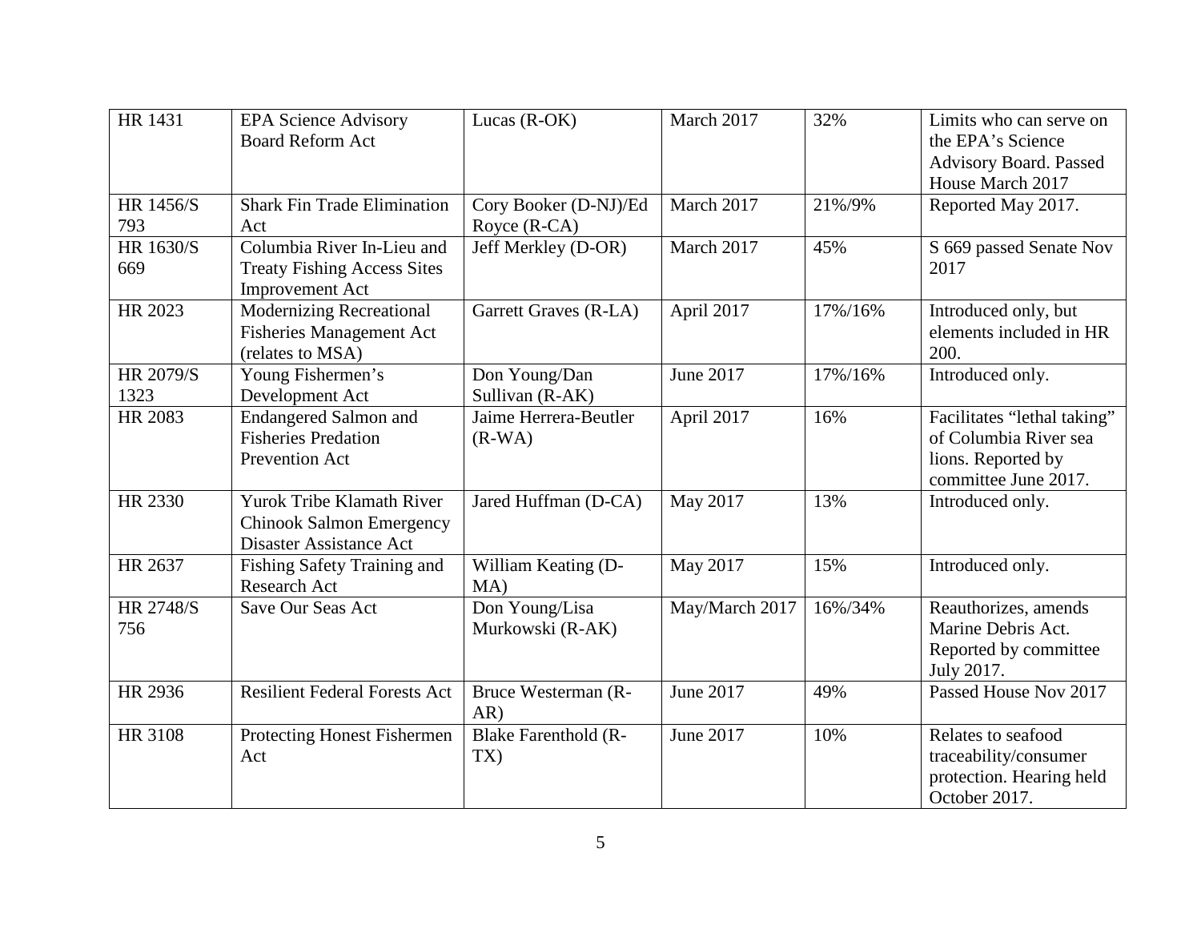| HR 1431 | EPA Science Advisory Board Reform Act | Lucas (R-OK) | March 2017 | 32% | Limits who can serve on the EPA's Science Advisory Board. Passed House March 2017 |
|---|---|---|---|---|---|
| HR 1456/S 793 | Shark Fin Trade Elimination Act | Cory Booker (D-NJ)/Ed Royce (R-CA) | March 2017 | 21%/9% | Reported May 2017. |
| HR 1630/S 669 | Columbia River In-Lieu and Treaty Fishing Access Sites Improvement Act | Jeff Merkley (D-OR) | March 2017 | 45% | S 669 passed Senate Nov 2017 |
| HR 2023 | Modernizing Recreational Fisheries Management Act (relates to MSA) | Garrett Graves (R-LA) | April 2017 | 17%/16% | Introduced only, but elements included in HR 200. |
| HR 2079/S 1323 | Young Fishermen's Development Act | Don Young/Dan Sullivan (R-AK) | June 2017 | 17%/16% | Introduced only. |
| HR 2083 | Endangered Salmon and Fisheries Predation Prevention Act | Jaime Herrera-Beutler (R-WA) | April 2017 | 16% | Facilitates "lethal taking" of Columbia River sea lions. Reported by committee June 2017. |
| HR 2330 | Yurok Tribe Klamath River Chinook Salmon Emergency Disaster Assistance Act | Jared Huffman (D-CA) | May 2017 | 13% | Introduced only. |
| HR 2637 | Fishing Safety Training and Research Act | William Keating (D-MA) | May 2017 | 15% | Introduced only. |
| HR 2748/S 756 | Save Our Seas Act | Don Young/Lisa Murkowski (R-AK) | May/March 2017 | 16%/34% | Reauthorizes, amends Marine Debris Act. Reported by committee July 2017. |
| HR 2936 | Resilient Federal Forests Act | Bruce Westerman (R-AR) | June 2017 | 49% | Passed House Nov 2017 |
| HR 3108 | Protecting Honest Fishermen Act | Blake Farenthold (R-TX) | June 2017 | 10% | Relates to seafood traceability/consumer protection. Hearing held October 2017. |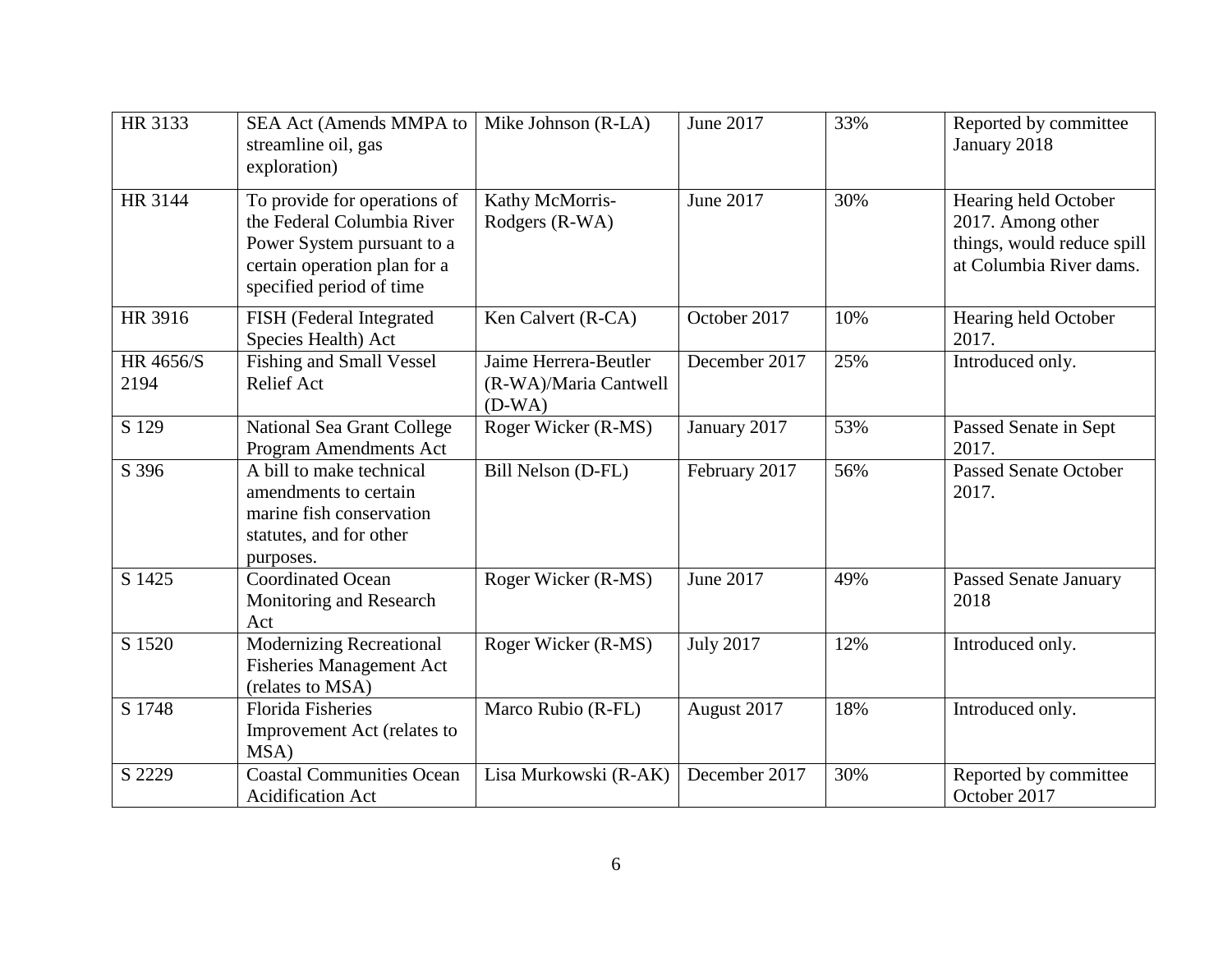| HR 3133 | SEA Act (Amends MMPA to streamline oil, gas exploration) | Mike Johnson (R-LA) | June 2017 | 33% | Reported by committee January 2018 |
|---|---|---|---|---|---|
| HR 3144 | To provide for operations of the Federal Columbia River Power System pursuant to a certain operation plan for a specified period of time | Kathy McMorris-Rodgers (R-WA) | June 2017 | 30% | Hearing held October 2017. Among other things, would reduce spill at Columbia River dams. |
| HR 3916 | FISH (Federal Integrated Species Health) Act | Ken Calvert (R-CA) | October 2017 | 10% | Hearing held October 2017. |
| HR 4656/S 2194 | Fishing and Small Vessel Relief Act | Jaime Herrera-Beutler (R-WA)/Maria Cantwell (D-WA) | December 2017 | 25% | Introduced only. |
| S 129 | National Sea Grant College Program Amendments Act | Roger Wicker (R-MS) | January 2017 | 53% | Passed Senate in Sept 2017. |
| S 396 | A bill to make technical amendments to certain marine fish conservation statutes, and for other purposes. | Bill Nelson (D-FL) | February 2017 | 56% | Passed Senate October 2017. |
| S 1425 | Coordinated Ocean Monitoring and Research Act | Roger Wicker (R-MS) | June 2017 | 49% | Passed Senate January 2018 |
| S 1520 | Modernizing Recreational Fisheries Management Act (relates to MSA) | Roger Wicker (R-MS) | July 2017 | 12% | Introduced only. |
| S 1748 | Florida Fisheries Improvement Act (relates to MSA) | Marco Rubio (R-FL) | August 2017 | 18% | Introduced only. |
| S 2229 | Coastal Communities Ocean Acidification Act | Lisa Murkowski (R-AK) | December 2017 | 30% | Reported by committee October 2017 |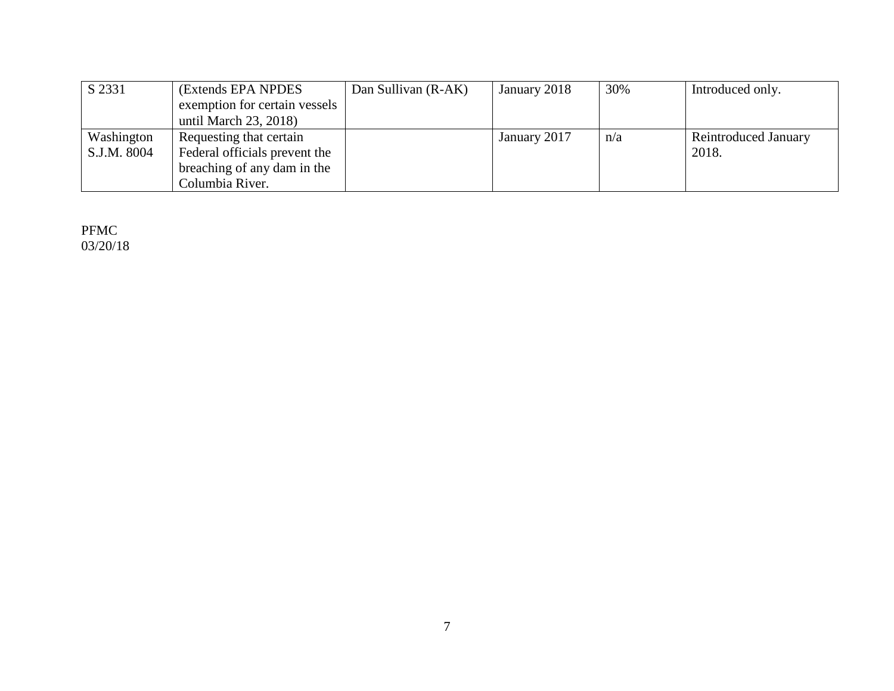| | | | | | |
|---|---|---|---|---|---|
| S 2331 | (Extends EPA NPDES exemption for certain vessels until March 23, 2018) | Dan Sullivan (R-AK) | January 2018 | 30% | Introduced only. |
| Washington S.J.M. 8004 | Requesting that certain Federal officials prevent the breaching of any dam in the Columbia River. | | January 2017 | n/a | Reintroduced January 2018. |

PFMC
03/20/18